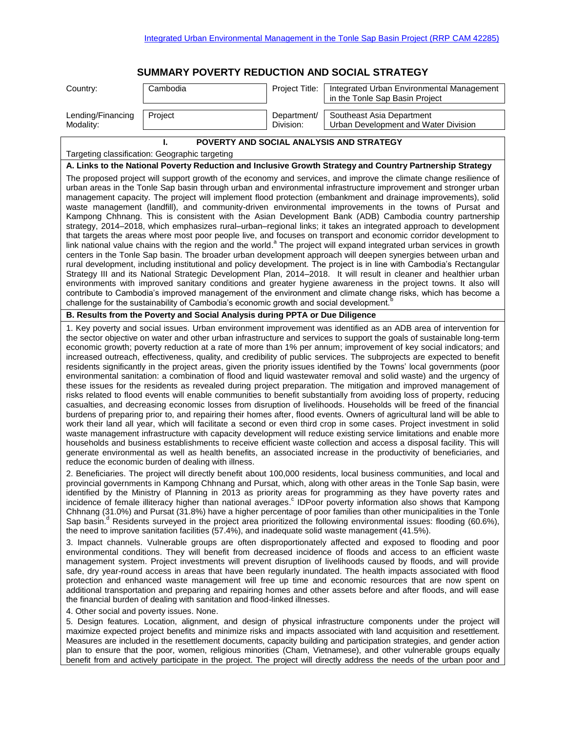Integrated Urban Environmental Management in the Tonle Sap Basin Project (RRP CAM 42285)

# SUMMARY POVERTY REDUCTION AND SOCIAL STRATEGY

| | | | |
|---|---|---|---|
| Country: | Cambodia | Project Title: | Integrated Urban Environmental Management in the Tonle Sap Basin Project |
| Lending/Financing Modality: | Project | Department/ Division: | Southeast Asia Department Urban Development and Water Division |

## I. POVERTY AND SOCIAL ANALYSIS AND STRATEGY

Targeting classification: Geographic targeting

### A. Links to the National Poverty Reduction and Inclusive Growth Strategy and Country Partnership Strategy

The proposed project will support growth of the economy and services, and improve the climate change resilience of urban areas in the Tonle Sap basin through urban and environmental infrastructure improvement and stronger urban management capacity. The project will implement flood protection (embankment and drainage improvements), solid waste management (landfill), and community-driven environmental improvements in the towns of Pursat and Kampong Chhnang. This is consistent with the Asian Development Bank (ADB) Cambodia country partnership strategy, 2014–2018, which emphasizes rural–urban–regional links; it takes an integrated approach to development that targets the areas where most poor people live, and focuses on transport and economic corridor development to link national value chains with the region and the world.[a] The project will expand integrated urban services in growth centers in the Tonle Sap basin. The broader urban development approach will deepen synergies between urban and rural development, including institutional and policy development. The project is in line with Cambodia's Rectangular Strategy III and its National Strategic Development Plan, 2014–2018. It will result in cleaner and healthier urban environments with improved sanitary conditions and greater hygiene awareness in the project towns. It also will contribute to Cambodia's improved management of the environment and climate change risks, which has become a challenge for the sustainability of Cambodia's economic growth and social development.[b]

### B. Results from the Poverty and Social Analysis during PPTA or Due Diligence

1. Key poverty and social issues. Urban environment improvement was identified as an ADB area of intervention for the sector objective on water and other urban infrastructure and services to support the goals of sustainable long-term economic growth; poverty reduction at a rate of more than 1% per annum; improvement of key social indicators; and increased outreach, effectiveness, quality, and credibility of public services. The subprojects are expected to benefit residents significantly in the project areas, given the priority issues identified by the Towns' local governments (poor environmental sanitation: a combination of flood and liquid wastewater removal and solid waste) and the urgency of these issues for the residents as revealed during project preparation. The mitigation and improved management of risks related to flood events will enable communities to benefit substantially from avoiding loss of property, reducing casualties, and decreasing economic losses from disruption of livelihoods. Households will be freed of the financial burdens of preparing prior to, and repairing their homes after, flood events. Owners of agricultural land will be able to work their land all year, which will facilitate a second or even third crop in some cases. Project investment in solid waste management infrastructure with capacity development will reduce existing service limitations and enable more households and business establishments to receive efficient waste collection and access a disposal facility. This will generate environmental as well as health benefits, an associated increase in the productivity of beneficiaries, and reduce the economic burden of dealing with illness.

2. Beneficiaries. The project will directly benefit about 100,000 residents, local business communities, and local and provincial governments in Kampong Chhnang and Pursat, which, along with other areas in the Tonle Sap basin, were identified by the Ministry of Planning in 2013 as priority areas for programming as they have poverty rates and incidence of female illiteracy higher than national averages.[c] IDPoor poverty information also shows that Kampong Chhnang (31.0%) and Pursat (31.8%) have a higher percentage of poor families than other municipalities in the Tonle Sap basin.[d] Residents surveyed in the project area prioritized the following environmental issues: flooding (60.6%), the need to improve sanitation facilities (57.4%), and inadequate solid waste management (41.5%).

3. Impact channels. Vulnerable groups are often disproportionately affected and exposed to flooding and poor environmental conditions. They will benefit from decreased incidence of floods and access to an efficient waste management system. Project investments will prevent disruption of livelihoods caused by floods, and will provide safe, dry year-round access in areas that have been regularly inundated. The health impacts associated with flood protection and enhanced waste management will free up time and economic resources that are now spent on additional transportation and preparing and repairing homes and other assets before and after floods, and will ease the financial burden of dealing with sanitation and flood-linked illnesses.

4. Other social and poverty issues. None.

5. Design features. Location, alignment, and design of physical infrastructure components under the project will maximize expected project benefits and minimize risks and impacts associated with land acquisition and resettlement. Measures are included in the resettlement documents, capacity building and participation strategies, and gender action plan to ensure that the poor, women, religious minorities (Cham, Vietnamese), and other vulnerable groups equally benefit from and actively participate in the project. The project will directly address the needs of the urban poor and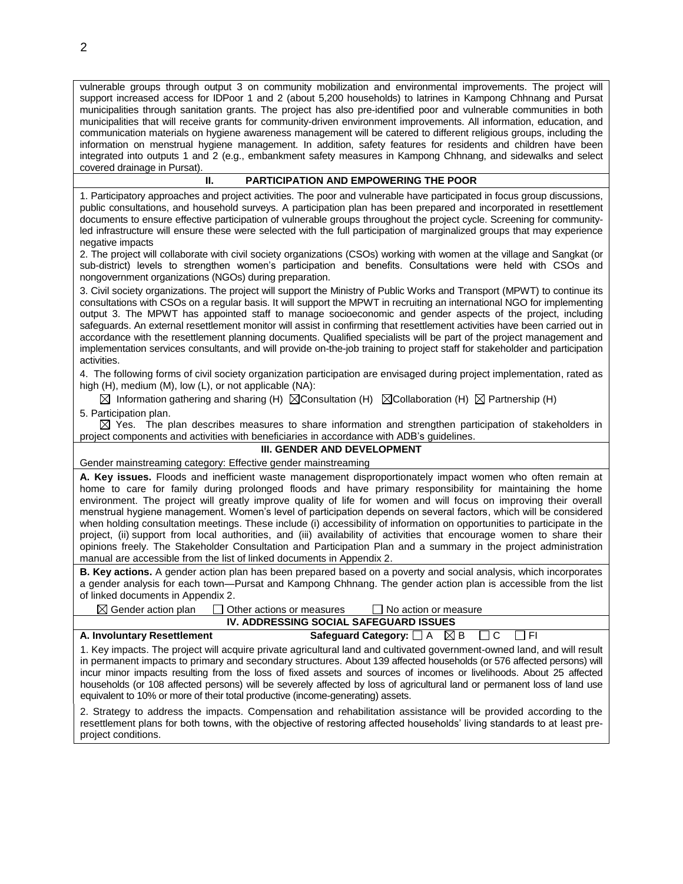vulnerable groups through output 3 on community mobilization and environmental improvements. The project will support increased access for IDPoor 1 and 2 (about 5,200 households) to latrines in Kampong Chhnang and Pursat municipalities through sanitation grants. The project has also pre-identified poor and vulnerable communities in both municipalities that will receive grants for community-driven environment improvements. All information, education, and communication materials on hygiene awareness management will be catered to different religious groups, including the information on menstrual hygiene management. In addition, safety features for residents and children have been integrated into outputs 1 and 2 (e.g., embankment safety measures in Kampong Chhnang, and sidewalks and select covered drainage in Pursat).

## II. PARTICIPATION AND EMPOWERING THE POOR

1. Participatory approaches and project activities. The poor and vulnerable have participated in focus group discussions, public consultations, and household surveys. A participation plan has been prepared and incorporated in resettlement documents to ensure effective participation of vulnerable groups throughout the project cycle. Screening for community-led infrastructure will ensure these were selected with the full participation of marginalized groups that may experience negative impacts

2. The project will collaborate with civil society organizations (CSOs) working with women at the village and Sangkat (or sub-district) levels to strengthen women's participation and benefits. Consultations were held with CSOs and nongovernment organizations (NGOs) during preparation.

3. Civil society organizations. The project will support the Ministry of Public Works and Transport (MPWT) to continue its consultations with CSOs on a regular basis. It will support the MPWT in recruiting an international NGO for implementing output 3. The MPWT has appointed staff to manage socioeconomic and gender aspects of the project, including safeguards. An external resettlement monitor will assist in confirming that resettlement activities have been carried out in accordance with the resettlement planning documents. Qualified specialists will be part of the project management and implementation services consultants, and will provide on-the-job training to project staff for stakeholder and participation activities.

4. The following forms of civil society organization participation are envisaged during project implementation, rated as high (H), medium (M), low (L), or not applicable (NA):

☒ Information gathering and sharing (H) ☒ Consultation (H) ☒ Collaboration (H) ☒ Partnership (H)

5. Participation plan.

☒ Yes. The plan describes measures to share information and strengthen participation of stakeholders in project components and activities with beneficiaries in accordance with ADB's guidelines.

## III. GENDER AND DEVELOPMENT

Gender mainstreaming category: Effective gender mainstreaming

**A. Key issues.** Floods and inefficient waste management disproportionately impact women who often remain at home to care for family during prolonged floods and have primary responsibility for maintaining the home environment. The project will greatly improve quality of life for women and will focus on improving their overall menstrual hygiene management. Women's level of participation depends on several factors, which will be considered when holding consultation meetings. These include (i) accessibility of information on opportunities to participate in the project, (ii) support from local authorities, and (iii) availability of activities that encourage women to share their opinions freely. The Stakeholder Consultation and Participation Plan and a summary in the project administration manual are accessible from the list of linked documents in Appendix 2.

**B. Key actions.** A gender action plan has been prepared based on a poverty and social analysis, which incorporates a gender analysis for each town—Pursat and Kampong Chhnang. The gender action plan is accessible from the list of linked documents in Appendix 2.

☒ Gender action plan ☐ Other actions or measures ☐ No action or measure

## IV. ADDRESSING SOCIAL SAFEGUARD ISSUES

**A. Involuntary Resettlement** **Safeguard Category:** ☐ A ☒ B ☐ C ☐ FI

1. Key impacts. The project will acquire private agricultural land and cultivated government-owned land, and will result in permanent impacts to primary and secondary structures. About 139 affected households (or 576 affected persons) will incur minor impacts resulting from the loss of fixed assets and sources of incomes or livelihoods. About 25 affected households (or 108 affected persons) will be severely affected by loss of agricultural land or permanent loss of land use equivalent to 10% or more of their total productive (income-generating) assets.

2. Strategy to address the impacts. Compensation and rehabilitation assistance will be provided according to the resettlement plans for both towns, with the objective of restoring affected households' living standards to at least pre-project conditions.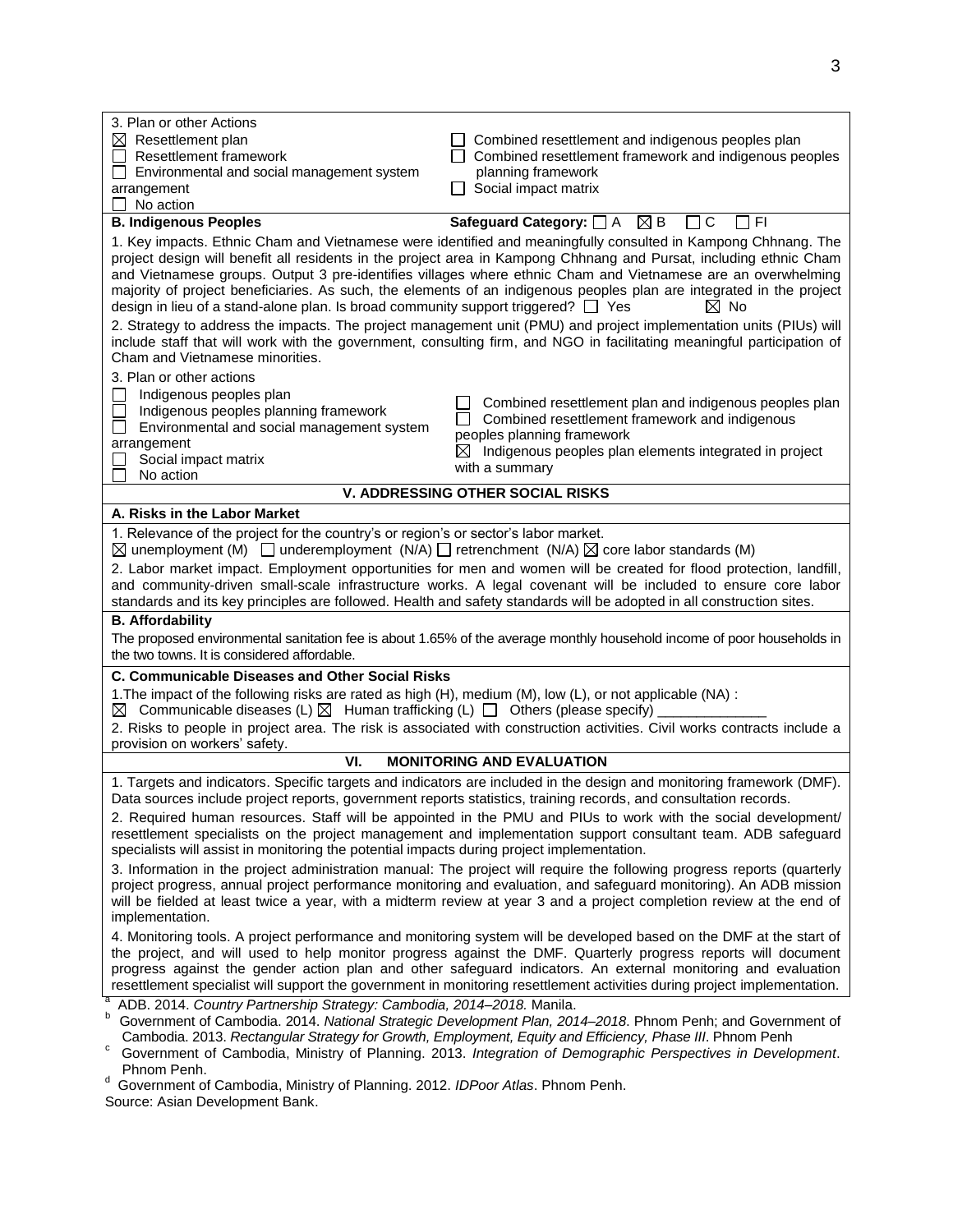3. Plan or other Actions

- ☒ Resettlement plan
- ☐ Resettlement framework
- ☐ Environmental and social management system arrangement
- ☐ No action
- ☐ Combined resettlement and indigenous peoples plan
- ☐ Combined resettlement framework and indigenous peoples planning framework
- ☐ Social impact matrix

**B. Indigenous Peoples** — **Safeguard Category:** ☐ A ☒ B ☐ C ☐ FI

1. Key impacts. Ethnic Cham and Vietnamese were identified and meaningfully consulted in Kampong Chhnang. The project design will benefit all residents in the project area in Kampong Chhnang and Pursat, including ethnic Cham and Vietnamese groups. Output 3 pre-identifies villages where ethnic Cham and Vietnamese are an overwhelming majority of project beneficiaries. As such, the elements of an indigenous peoples plan are integrated in the project design in lieu of a stand-alone plan. Is broad community support triggered? ☐ Yes ☒ No

2. Strategy to address the impacts. The project management unit (PMU) and project implementation units (PIUs) will include staff that will work with the government, consulting firm, and NGO in facilitating meaningful participation of Cham and Vietnamese minorities.

3. Plan or other actions

- ☐ Indigenous peoples plan
- ☐ Indigenous peoples planning framework
- ☐ Environmental and social management system arrangement
- ☐ Social impact matrix
- ☐ No action
- ☐ Combined resettlement plan and indigenous peoples plan
- ☐ Combined resettlement framework and indigenous peoples planning framework
- ☒ Indigenous peoples plan elements integrated in project with a summary

## V. ADDRESSING OTHER SOCIAL RISKS

**A. Risks in the Labor Market**

1. Relevance of the project for the country's or region's or sector's labor market.
☒ unemployment (M) ☐ underemployment (N/A) ☐ retrenchment (N/A) ☒ core labor standards (M)

2. Labor market impact. Employment opportunities for men and women will be created for flood protection, landfill, and community-driven small-scale infrastructure works. A legal covenant will be included to ensure core labor standards and its key principles are followed. Health and safety standards will be adopted in all construction sites.

**B. Affordability**

The proposed environmental sanitation fee is about 1.65% of the average monthly household income of poor households in the two towns. It is considered affordable.

**C. Communicable Diseases and Other Social Risks**

1. The impact of the following risks are rated as high (H), medium (M), low (L), or not applicable (NA) :
☒ Communicable diseases (L) ☒ Human trafficking (L) ☐ Others (please specify) ______________

2. Risks to people in project area. The risk is associated with construction activities. Civil works contracts include a provision on workers' safety.

## VI. MONITORING AND EVALUATION

1. Targets and indicators. Specific targets and indicators are included in the design and monitoring framework (DMF). Data sources include project reports, government reports statistics, training records, and consultation records.

2. Required human resources. Staff will be appointed in the PMU and PIUs to work with the social development/ resettlement specialists on the project management and implementation support consultant team. ADB safeguard specialists will assist in monitoring the potential impacts during project implementation.

3. Information in the project administration manual: The project will require the following progress reports (quarterly project progress, annual project performance monitoring and evaluation, and safeguard monitoring). An ADB mission will be fielded at least twice a year, with a midterm review at year 3 and a project completion review at the end of implementation.

4. Monitoring tools. A project performance and monitoring system will be developed based on the DMF at the start of the project, and will used to help monitor progress against the DMF. Quarterly progress reports will document progress against the gender action plan and other safeguard indicators. An external monitoring and evaluation resettlement specialist will support the government in monitoring resettlement activities during project implementation.

[a] ADB. 2014. *Country Partnership Strategy: Cambodia, 2014–2018.* Manila.
[b] Government of Cambodia. 2014. *National Strategic Development Plan, 2014–2018*. Phnom Penh; and Government of Cambodia. 2013. *Rectangular Strategy for Growth, Employment, Equity and Efficiency, Phase III*. Phnom Penh
[c] Government of Cambodia, Ministry of Planning. 2013. *Integration of Demographic Perspectives in Development*. Phnom Penh.
[d] Government of Cambodia, Ministry of Planning. 2012. *IDPoor Atlas*. Phnom Penh.

Source: Asian Development Bank.